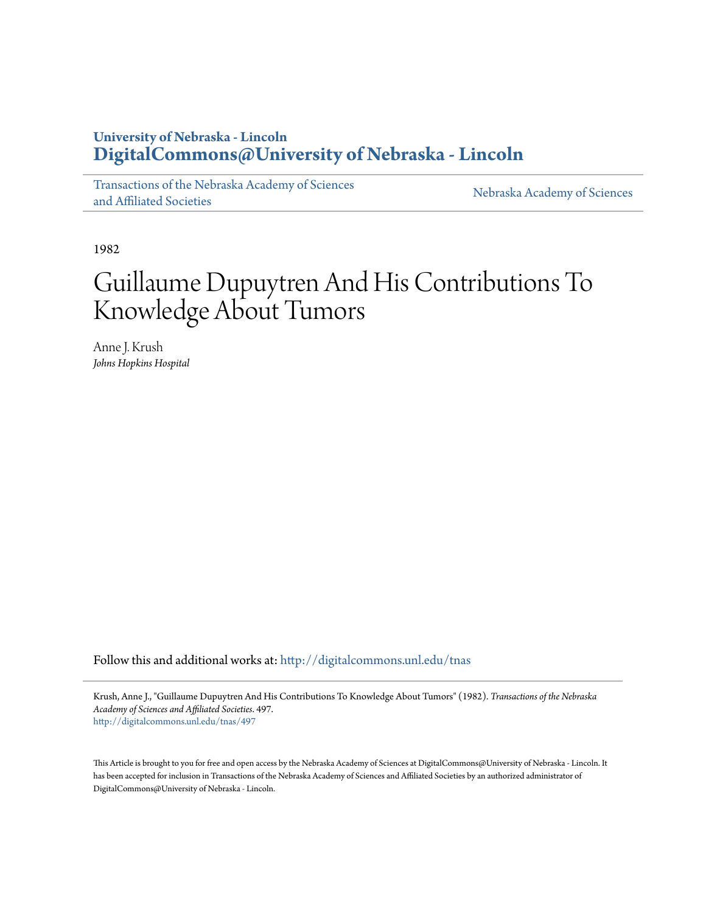University of Nebraska - Lincoln
**DigitalCommons@University of Nebraska - Lincoln**

Transactions of the Nebraska Academy of Sciences and Affiliated Societies | Nebraska Academy of Sciences

1982

# Guillaume Dupuytren And His Contributions To Knowledge About Tumors

Anne J. Krush
*Johns Hopkins Hospital*

Follow this and additional works at: http://digitalcommons.unl.edu/tnas

Krush, Anne J., "Guillaume Dupuytren And His Contributions To Knowledge About Tumors" (1982). *Transactions of the Nebraska Academy of Sciences and Affiliated Societies*. 497.
http://digitalcommons.unl.edu/tnas/497

This Article is brought to you for free and open access by the Nebraska Academy of Sciences at DigitalCommons@University of Nebraska - Lincoln. It has been accepted for inclusion in Transactions of the Nebraska Academy of Sciences and Affiliated Societies by an authorized administrator of DigitalCommons@University of Nebraska - Lincoln.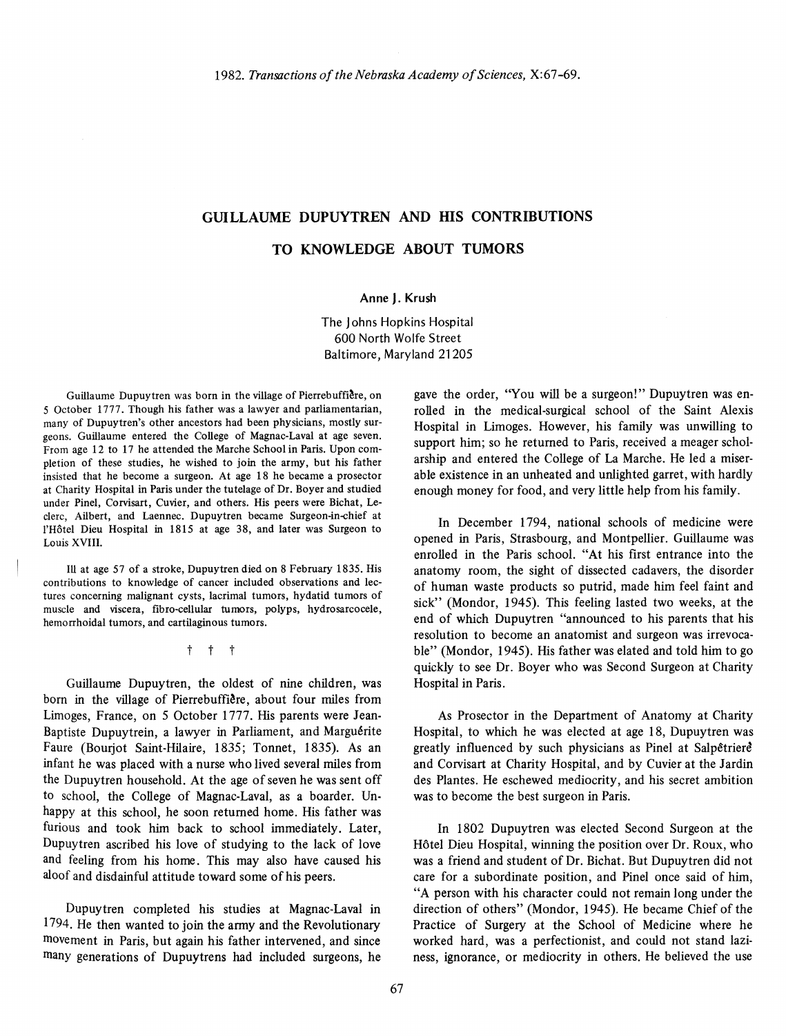# GUILLAUME DUPUYTREN AND HIS CONTRIBUTIONS TO KNOWLEDGE ABOUT TUMORS

**Anne J. Krush**

The Johns Hopkins Hospital
600 North Wolfe Street
Baltimore, Maryland 21205

Guillaume Dupuytren was born in the village of Pierrebuffière, on 5 October 1777. Though his father was a lawyer and parliamentarian, many of Dupuytren's other ancestors had been physicians, mostly surgeons. Guillaume entered the College of Magnac-Laval at age seven. From age 12 to 17 he attended the Marche School in Paris. Upon completion of these studies, he wished to join the army, but his father insisted that he become a surgeon. At age 18 he became a prosector at Charity Hospital in Paris under the tutelage of Dr. Boyer and studied under Pinel, Corvisart, Cuvier, and others. His peers were Bichat, Leclerc, Ailbert, and Laennec. Dupuytren became Surgeon-in-chief at l'Hôtel Dieu Hospital in 1815 at age 38, and later was Surgeon to Louis XVIII.

Ill at age 57 of a stroke, Dupuytren died on 8 February 1835. His contributions to knowledge of cancer included observations and lectures concerning malignant cysts, lacrimal tumors, hydatid tumors of muscle and viscera, fibro-cellular tumors, polyps, hydrosarcocele, hemorrhoidal tumors, and cartilaginous tumors.

† † †

Guillaume Dupuytren, the oldest of nine children, was born in the village of Pierrebuffière, about four miles from Limoges, France, on 5 October 1777. His parents were Jean-Baptiste Dupuytrein, a lawyer in Parliament, and Marguérite Faure (Bourjot Saint-Hilaire, 1835; Tonnet, 1835). As an infant he was placed with a nurse who lived several miles from the Dupuytren household. At the age of seven he was sent off to school, the College of Magnac-Laval, as a boarder. Unhappy at this school, he soon returned home. His father was furious and took him back to school immediately. Later, Dupuytren ascribed his love of studying to the lack of love and feeling from his home. This may also have caused his aloof and disdainful attitude toward some of his peers.

Dupuytren completed his studies at Magnac-Laval in 1794. He then wanted to join the army and the Revolutionary movement in Paris, but again his father intervened, and since many generations of Dupuytrens had included surgeons, he gave the order, "You will be a surgeon!" Dupuytren was enrolled in the medical-surgical school of the Saint Alexis Hospital in Limoges. However, his family was unwilling to support him; so he returned to Paris, received a meager scholarship and entered the College of La Marche. He led a miserable existence in an unheated and unlighted garret, with hardly enough money for food, and very little help from his family.

In December 1794, national schools of medicine were opened in Paris, Strasbourg, and Montpellier. Guillaume was enrolled in the Paris school. "At his first entrance into the anatomy room, the sight of dissected cadavers, the disorder of human waste products so putrid, made him feel faint and sick" (Mondor, 1945). This feeling lasted two weeks, at the end of which Dupuytren "announced to his parents that his resolution to become an anatomist and surgeon was irrevocable" (Mondor, 1945). His father was elated and told him to go quickly to see Dr. Boyer who was Second Surgeon at Charity Hospital in Paris.

As Prosector in the Department of Anatomy at Charity Hospital, to which he was elected at age 18, Dupuytren was greatly influenced by such physicians as Pinel at Salpêtrière and Corvisart at Charity Hospital, and by Cuvier at the Jardin des Plantes. He eschewed mediocrity, and his secret ambition was to become the best surgeon in Paris.

In 1802 Dupuytren was elected Second Surgeon at the Hôtel Dieu Hospital, winning the position over Dr. Roux, who was a friend and student of Dr. Bichat. But Dupuytren did not care for a subordinate position, and Pinel once said of him, "A person with his character could not remain long under the direction of others" (Mondor, 1945). He became Chief of the Practice of Surgery at the School of Medicine where he worked hard, was a perfectionist, and could not stand laziness, ignorance, or mediocrity in others. He believed the use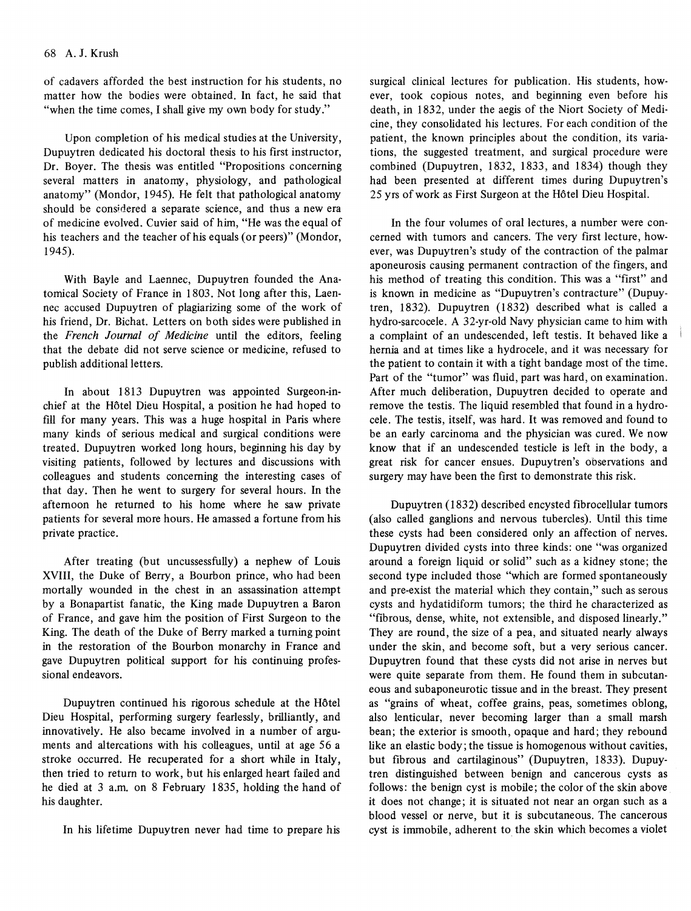of cadavers afforded the best instruction for his students, no matter how the bodies were obtained. In fact, he said that "when the time comes, I shall give my own body for study."

Upon completion of his medical studies at the University, Dupuytren dedicated his doctoral thesis to his first instructor, Dr. Boyer. The thesis was entitled "Propositions concerning several matters in anatomy, physiology, and pathological anatomy" (Mondor, 1945). He felt that pathological anatomy should be considered a separate science, and thus a new era of medicine evolved. Cuvier said of him, "He was the equal of his teachers and the teacher of his equals (or peers)" (Mondor, 1945).

With Bayle and Laennec, Dupuytren founded the Anatomical Society of France in 1803. Not long after this, Laennec accused Dupuytren of plagiarizing some of the work of his friend, Dr. Bichat. Letters on both sides were published in the *French Journal of Medicine* until the editors, feeling that the debate did not serve science or medicine, refused to publish additional letters.

In about 1813 Dupuytren was appointed Surgeon-in-chief at the Hôtel Dieu Hospital, a position he had hoped to fill for many years. This was a huge hospital in Paris where many kinds of serious medical and surgical conditions were treated. Dupuytren worked long hours, beginning his day by visiting patients, followed by lectures and discussions with colleagues and students concerning the interesting cases of that day. Then he went to surgery for several hours. In the afternoon he returned to his home where he saw private patients for several more hours. He amassed a fortune from his private practice.

After treating (but uncussessfully) a nephew of Louis XVIII, the Duke of Berry, a Bourbon prince, who had been mortally wounded in the chest in an assassination attempt by a Bonapartist fanatic, the King made Dupuytren a Baron of France, and gave him the position of First Surgeon to the King. The death of the Duke of Berry marked a turning point in the restoration of the Bourbon monarchy in France and gave Dupuytren political support for his continuing professional endeavors.

Dupuytren continued his rigorous schedule at the Hôtel Dieu Hospital, performing surgery fearlessly, brilliantly, and innovatively. He also became involved in a number of arguments and altercations with his colleagues, until at age 56 a stroke occurred. He recuperated for a short while in Italy, then tried to return to work, but his enlarged heart failed and he died at 3 a.m. on 8 February 1835, holding the hand of his daughter.

In his lifetime Dupuytren never had time to prepare his surgical clinical lectures for publication. His students, however, took copious notes, and beginning even before his death, in 1832, under the aegis of the Niort Society of Medicine, they consolidated his lectures. For each condition of the patient, the known principles about the condition, its variations, the suggested treatment, and surgical procedure were combined (Dupuytren, 1832, 1833, and 1834) though they had been presented at different times during Dupuytren's 25 yrs of work as First Surgeon at the Hôtel Dieu Hospital.

In the four volumes of oral lectures, a number were concerned with tumors and cancers. The very first lecture, however, was Dupuytren's study of the contraction of the palmar aponeurosis causing permanent contraction of the fingers, and his method of treating this condition. This was a "first" and is known in medicine as "Dupuytren's contracture" (Dupuytren, 1832). Dupuytren (1832) described what is called a hydro-sarcocele. A 32-yr-old Navy physician came to him with a complaint of an undescended, left testis. It behaved like a hernia and at times like a hydrocele, and it was necessary for the patient to contain it with a tight bandage most of the time. Part of the "tumor" was fluid, part was hard, on examination. After much deliberation, Dupuytren decided to operate and remove the testis. The liquid resembled that found in a hydrocele. The testis, itself, was hard. It was removed and found to be an early carcinoma and the physician was cured. We now know that if an undescended testicle is left in the body, a great risk for cancer ensues. Dupuytren's observations and surgery may have been the first to demonstrate this risk.

Dupuytren (1832) described encysted fibrocellular tumors (also called ganglions and nervous tubercles). Until this time these cysts had been considered only an affection of nerves. Dupuytren divided cysts into three kinds: one "was organized around a foreign liquid or solid" such as a kidney stone; the second type included those "which are formed spontaneously and pre-exist the material which they contain," such as serous cysts and hydatidiform tumors; the third he characterized as "fibrous, dense, white, not extensible, and disposed linearly." They are round, the size of a pea, and situated nearly always under the skin, and become soft, but a very serious cancer. Dupuytren found that these cysts did not arise in nerves but were quite separate from them. He found them in subcutaneous and subaponeurotic tissue and in the breast. They present as "grains of wheat, coffee grains, peas, sometimes oblong, also lenticular, never becoming larger than a small marsh bean; the exterior is smooth, opaque and hard; they rebound like an elastic body; the tissue is homogenous without cavities, but fibrous and cartilaginous" (Dupuytren, 1833). Dupuytren distinguished between benign and cancerous cysts as follows: the benign cyst is mobile; the color of the skin above it does not change; it is situated not near an organ such as a blood vessel or nerve, but it is subcutaneous. The cancerous cyst is immobile, adherent to the skin which becomes a violet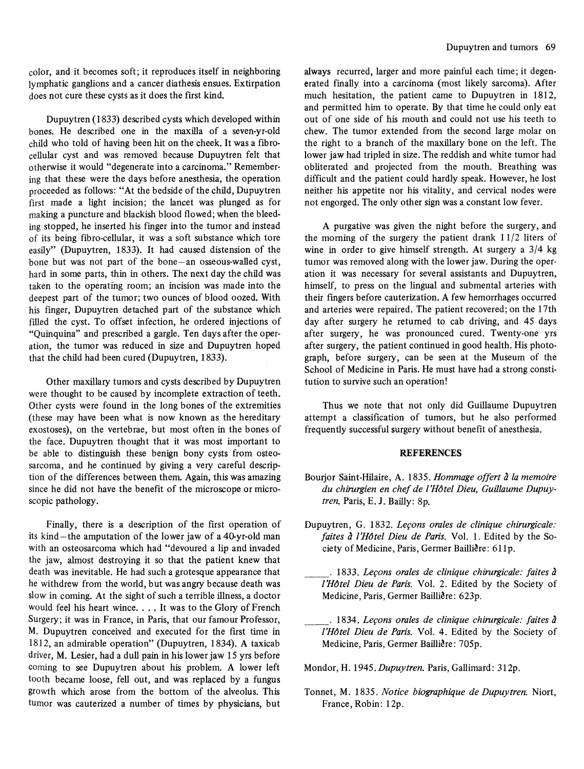color, and it becomes soft; it reproduces itself in neighboring lymphatic ganglions and a cancer diathesis ensues. Extirpation does not cure these cysts as it does the first kind.

Dupuytren (1833) described cysts which developed within bones. He described one in the maxilla of a seven-yr-old child who told of having been hit on the cheek. It was a fibrocellular cyst and was removed because Dupuytren felt that otherwise it would "degenerate into a carcinoma." Remembering that these were the days before anesthesia, the operation proceeded as follows: "At the bedside of the child, Dupuytren first made a light incision; the lancet was plunged as for making a puncture and blackish blood flowed; when the bleeding stopped, he inserted his finger into the tumor and instead of its being fibro-cellular, it was a soft substance which tore easily" (Dupuytren, 1833). It had caused distension of the bone but was not part of the bone—an osseous-walled cyst, hard in some parts, thin in others. The next day the child was taken to the operating room; an incision was made into the deepest part of the tumor; two ounces of blood oozed. With his finger, Dupuytren detached part of the substance which filled the cyst. To offset infection, he ordered injections of "Quinquina" and prescribed a gargle. Ten days after the operation, the tumor was reduced in size and Dupuytren hoped that the child had been cured (Dupuytren, 1833).

Other maxillary tumors and cysts described by Dupuytren were thought to be caused by incomplete extraction of teeth. Other cysts were found in the long bones of the extremities (these may have been what is now known as the hereditary exostoses), on the vertebrae, but most often in the bones of the face. Dupuytren thought that it was most important to be able to distinguish these benign bony cysts from osteosarcoma, and he continued by giving a very careful description of the differences between them. Again, this was amazing since he did not have the benefit of the microscope or microscopic pathology.

Finally, there is a description of the first operation of its kind—the amputation of the lower jaw of a 40-yr-old man with an osteosarcoma which had "devoured a lip and invaded the jaw, almost destroying it so that the patient knew that death was inevitable. He had such a grotesque appearance that he withdrew from the world, but was angry because death was slow in coming. At the sight of such a terrible illness, a doctor would feel his heart wince. . . . It was to the Glory of French Surgery; it was in France, in Paris, that our famour Professor, M. Dupuytren conceived and executed for the first time in 1812, an admirable operation" (Dupuytren, 1834). A taxicab driver, M. Lesier, had a dull pain in his lower jaw 15 yrs before coming to see Dupuytren about his problem. A lower left tooth became loose, fell out, and was replaced by a fungus growth which arose from the bottom of the alveolus. This tumor was cauterized a number of times by physicians, but always recurred, larger and more painful each time; it degenerated finally into a carcinoma (most likely sarcoma). After much hesitation, the patient came to Dupuytren in 1812, and permitted him to operate. By that time he could only eat out of one side of his mouth and could not use his teeth to chew. The tumor extended from the second large molar on the right to a branch of the maxillary bone on the left. The lower jaw had tripled in size. The reddish and white tumor had obliterated and projected from the mouth. Breathing was difficult and the patient could hardly speak. However, he lost neither his appetite nor his vitality, and cervical nodes were not engorged. The only other sign was a constant low fever.

A purgative was given the night before the surgery, and the morning of the surgery the patient drank 1 1/2 liters of wine in order to give himself strength. At surgery a 3/4 kg tumor was removed along with the lower jaw. During the operation it was necessary for several assistants and Dupuytren, himself, to press on the lingual and submental arteries with their fingers before cauterization. A few hemorrhages occurred and arteries were repaired. The patient recovered; on the 17th day after surgery he returned to cab driving, and 45 days after surgery, he was pronounced cured. Twenty-one yrs after surgery, the patient continued in good health. His photograph, before surgery, can be seen at the Museum of the School of Medicine in Paris. He must have had a strong constitution to survive such an operation!

Thus we note that not only did Guillaume Dupuytren attempt a classification of tumors, but he also performed frequently successful surgery without benefit of anesthesia.

## REFERENCES

Bourjor Saint-Hilaire, A. 1835. *Hommage offert à la memoire du chirurgien en chef de l'Hôtel Dieu, Guillaume Dupuytren.* Paris, E. J. Bailly: 8p.

Dupuytren, G. 1832. *Leçons orales de clinique chirurgicale: faites à l'Hôtel Dieu de Paris.* Vol. 1. Edited by the Society of Medicine, Paris, Germer Baillière: 611p.

_____. 1833. *Leçons orales de clinique chirurgicale: faites à l'Hôtel Dieu de Paris.* Vol. 2. Edited by the Society of Medicine, Paris, Germer Baillière: 623p.

_____. 1834. *Leçons orales de clinique chirurgicale: faites à l'Hôtel Dieu de Paris.* Vol. 4. Edited by the Society of Medicine, Paris, Germer Baillière: 705p.

Mondor, H. 1945. *Dupuytren.* Paris, Gallimard: 312p.

Tonnet, M. 1835. *Notice biographique de Dupuytren.* Niort, France, Robin: 12p.